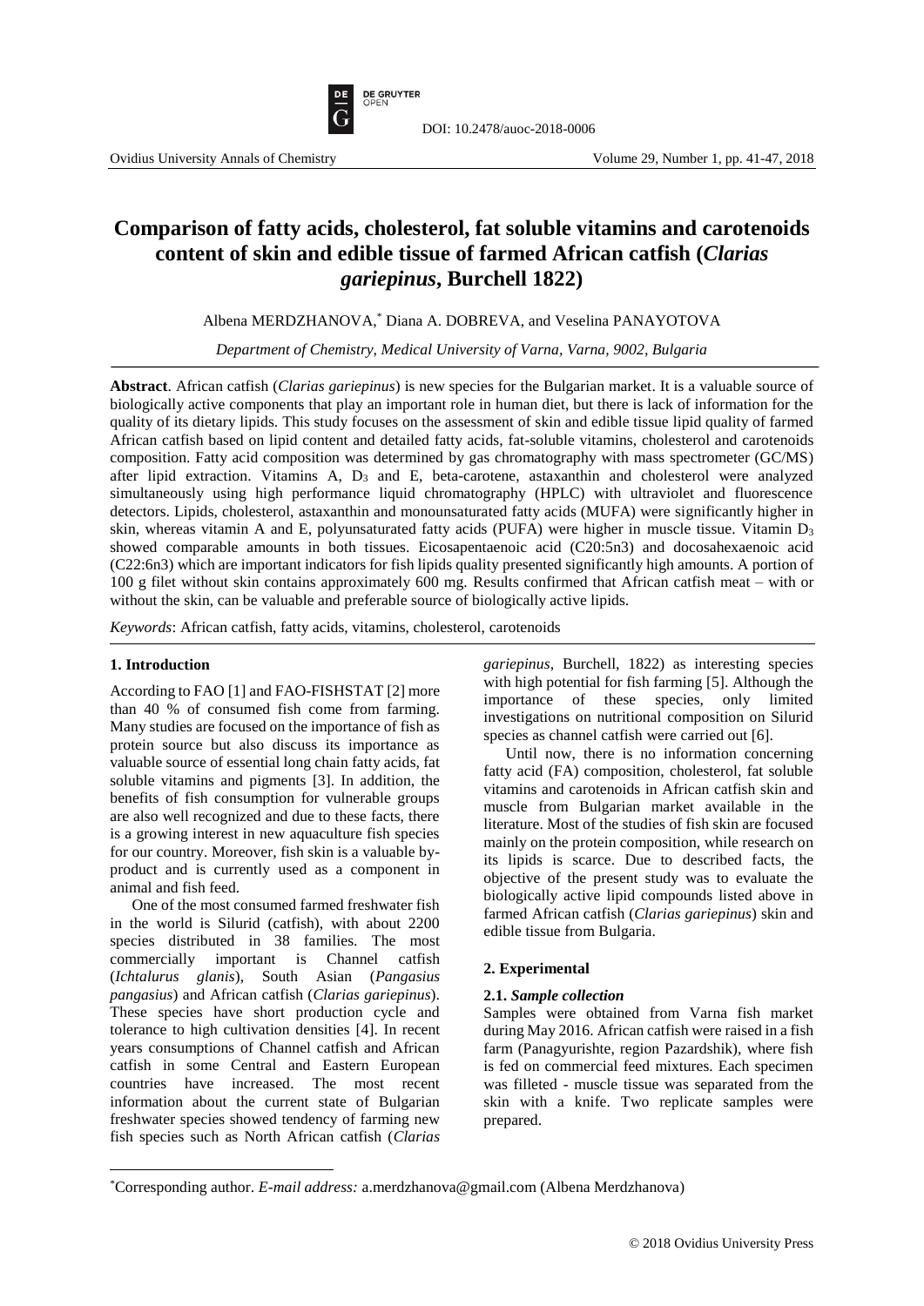# Comparison of fatty acids, cholesterol, fat soluble vitamins and carotenoids content of skin and edible tissue of farmed African catfish (*Clarias gariepinus*, Burchell 1822)

Albena MERDZHANOVA,* Diana A. DOBREVA, and Veselina PANAYOTOVA

*Department of Chemistry, Medical University of Varna, Varna, 9002, Bulgaria*

**Abstract**. African catfish (*Clarias gariepinus*) is new species for the Bulgarian market. It is a valuable source of biologically active components that play an important role in human diet, but there is lack of information for the quality of its dietary lipids. This study focuses on the assessment of skin and edible tissue lipid quality of farmed African catfish based on lipid content and detailed fatty acids, fat-soluble vitamins, cholesterol and carotenoids composition. Fatty acid composition was determined by gas chromatography with mass spectrometer (GC/MS) after lipid extraction. Vitamins A, $D_3$ and E, beta-carotene, astaxanthin and cholesterol were analyzed simultaneously using high performance liquid chromatography (HPLC) with ultraviolet and fluorescence detectors. Lipids, cholesterol, astaxanthin and monounsaturated fatty acids (MUFA) were significantly higher in skin, whereas vitamin A and E, polyunsaturated fatty acids (PUFA) were higher in muscle tissue. Vitamin $D_3$ showed comparable amounts in both tissues. Eicosapentaenoic acid (C20:5n3) and docosahexaenoic acid (C22:6n3) which are important indicators for fish lipids quality presented significantly high amounts. A portion of 100 g filet without skin contains approximately 600 mg. Results confirmed that African catfish meat – with or without the skin, can be valuable and preferable source of biologically active lipids.

*Keywords*: African catfish, fatty acids, vitamins, cholesterol, carotenoids

## 1. Introduction

According to FAO [1] and FAO-FISHSTAT [2] more than 40 % of consumed fish come from farming. Many studies are focused on the importance of fish as protein source but also discuss its importance as valuable source of essential long chain fatty acids, fat soluble vitamins and pigments [3]. In addition, the benefits of fish consumption for vulnerable groups are also well recognized and due to these facts, there is a growing interest in new aquaculture fish species for our country. Moreover, fish skin is a valuable by-product and is currently used as a component in animal and fish feed.

One of the most consumed farmed freshwater fish in the world is Silurid (catfish), with about 2200 species distributed in 38 families. The most commercially important is Channel catfish (*Ichtalurus glanis*), South Asian (*Pangasius pangasius*) and African catfish (*Clarias gariepinus*). These species have short production cycle and tolerance to high cultivation densities [4]. In recent years consumptions of Channel catfish and African catfish in some Central and Eastern European countries have increased. The most recent information about the current state of Bulgarian freshwater species showed tendency of farming new fish species such as North African catfish (*Clarias gariepinus*, Burchell, 1822) as interesting species with high potential for fish farming [5]. Although the importance of these species, only limited investigations on nutritional composition on Silurid species as channel catfish were carried out [6].

Until now, there is no information concerning fatty acid (FA) composition, cholesterol, fat soluble vitamins and carotenoids in African catfish skin and muscle from Bulgarian market available in the literature. Most of the studies of fish skin are focused mainly on the protein composition, while research on its lipids is scarce. Due to described facts, the objective of the present study was to evaluate the biologically active lipid compounds listed above in farmed African catfish (*Clarias gariepinus*) skin and edible tissue from Bulgaria.

## 2. Experimental

### 2.1. *Sample collection*

Samples were obtained from Varna fish market during May 2016. African catfish were raised in a fish farm (Panagyurishte, region Pazardshik), where fish is fed on commercial feed mixtures. Each specimen was filleted - muscle tissue was separated from the skin with a knife. Two replicate samples were prepared.

*Corresponding author. *E-mail address:* a.merdzhanova@gmail.com (Albena Merdzhanova)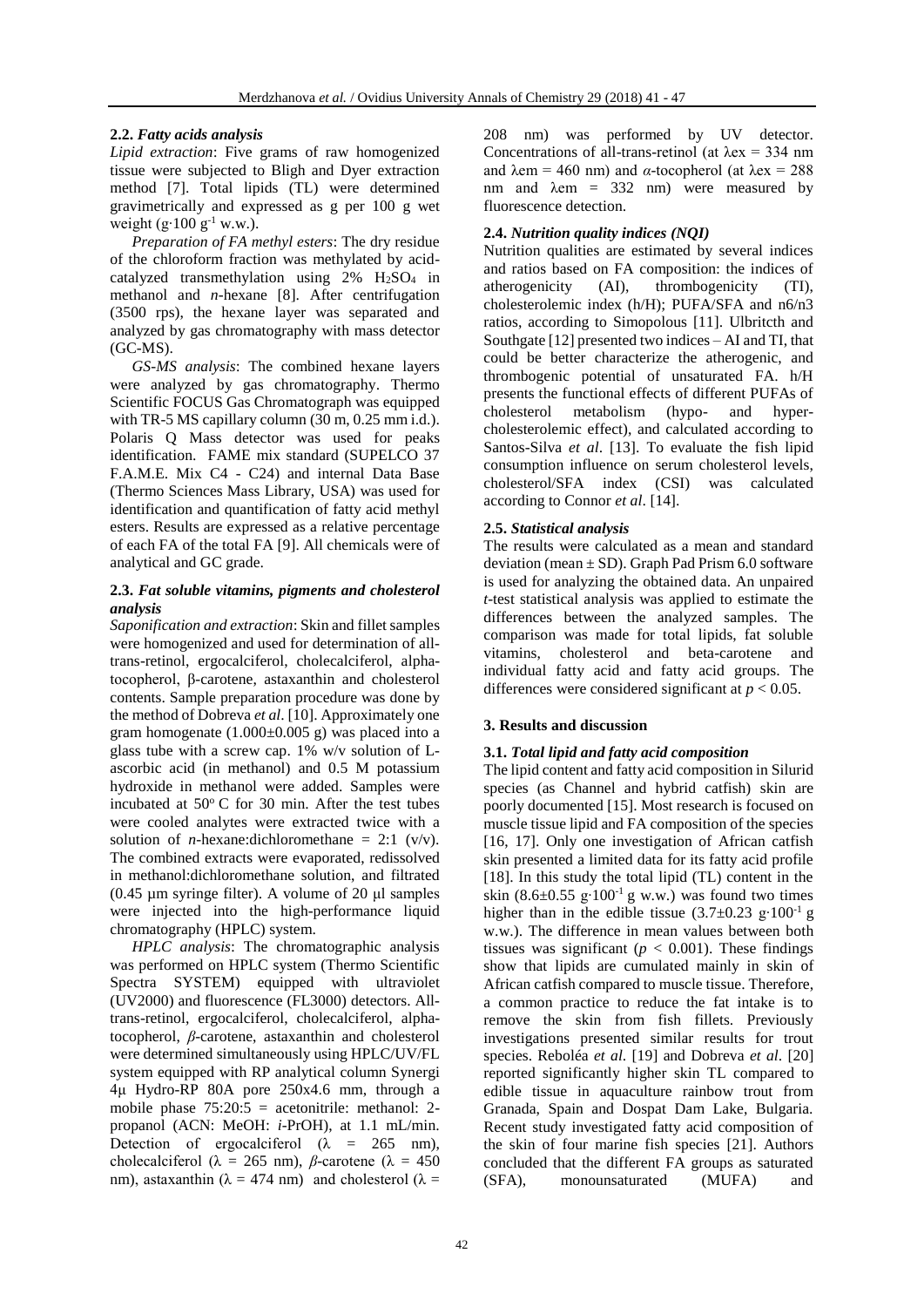### 2.2. *Fatty acids analysis*

*Lipid extraction*: Five grams of raw homogenized tissue were subjected to Bligh and Dyer extraction method [7]. Total lipids (TL) were determined gravimetrically and expressed as g per 100 g wet weight ($g \cdot 100\ g^{-1}$ w.w.).

*Preparation of FA methyl esters*: The dry residue of the chloroform fraction was methylated by acid-catalyzed transmethylation using 2% $H_2SO_4$ in methanol and *n*-hexane [8]. After centrifugation (3500 rps), the hexane layer was separated and analyzed by gas chromatography with mass detector (GC-MS).

*GS-MS analysis*: The combined hexane layers were analyzed by gas chromatography. Thermo Scientific FOCUS Gas Chromatograph was equipped with TR-5 MS capillary column (30 m, 0.25 mm i.d.). Polaris Q Mass detector was used for peaks identification. FAME mix standard (SUPELCO 37 F.A.M.E. Mix C4 - C24) and internal Data Base (Thermo Sciences Mass Library, USA) was used for identification and quantification of fatty acid methyl esters. Results are expressed as a relative percentage of each FA of the total FA [9]. All chemicals were of analytical and GC grade.

### 2.3. *Fat soluble vitamins, pigments and cholesterol analysis*

*Saponification and extraction*: Skin and fillet samples were homogenized and used for determination of all-trans-retinol, ergocalciferol, cholecalciferol, alpha-tocopherol, β-carotene, astaxanthin and cholesterol contents. Sample preparation procedure was done by the method of Dobreva *et al*. [10]. Approximately one gram homogenate (1.000±0.005 g) was placed into a glass tube with a screw cap. 1% w/v solution of L-ascorbic acid (in methanol) and 0.5 M potassium hydroxide in methanol were added. Samples were incubated at 50° C for 30 min. After the test tubes were cooled analytes were extracted twice with a solution of *n*-hexane:dichloromethane = 2:1 (v/v). The combined extracts were evaporated, redissolved in methanol:dichloromethane solution, and filtrated (0.45 µm syringe filter). A volume of 20 µl samples were injected into the high-performance liquid chromatography (HPLC) system.

*HPLC analysis*: The chromatographic analysis was performed on HPLC system (Thermo Scientific Spectra SYSTEM) equipped with ultraviolet (UV2000) and fluorescence (FL3000) detectors. All-trans-retinol, ergocalciferol, cholecalciferol, alpha-tocopherol, *β*-carotene, astaxanthin and cholesterol were determined simultaneously using HPLC/UV/FL system equipped with RP analytical column Synergi 4µ Hydro-RP 80A pore 250x4.6 mm, through a mobile phase 75:20:5 = acetonitrile: methanol: 2-propanol (ACN: MeOH: *i*-PrOH), at 1.1 mL/min. Detection of ergocalciferol ($\lambda$ = 265 nm), cholecalciferol ($\lambda$ = 265 nm), *β*-carotene ($\lambda$ = 450 nm), astaxanthin ($\lambda$ = 474 nm) and cholesterol ($\lambda$ = 208 nm) was performed by UV detector. Concentrations of all-trans-retinol (at $\lambda_{ex}$ = 334 nm and $\lambda_{em}$ = 460 nm) and *α*-tocopherol (at $\lambda_{ex}$ = 288 nm and $\lambda_{em}$ = 332 nm) were measured by fluorescence detection.

### 2.4. *Nutrition quality indices (NQI)*

Nutrition qualities are estimated by several indices and ratios based on FA composition: the indices of atherogenicity (AI), thrombogenicity (TI), cholesterolemic index (h/H); PUFA/SFA and n6/n3 ratios, according to Simopolous [11]. Ulbritcth and Southgate [12] presented two indices – AI and TI, that could be better characterize the atherogenic, and thrombogenic potential of unsaturated FA. h/H presents the functional effects of different PUFAs of cholesterol metabolism (hypo- and hyper-cholesterolemic effect), and calculated according to Santos-Silva *et al*. [13]. To evaluate the fish lipid consumption influence on serum cholesterol levels, cholesterol/SFA index (CSI) was calculated according to Connor *et al*. [14].

### 2.5. *Statistical analysis*

The results were calculated as a mean and standard deviation (mean ± SD). Graph Pad Prism 6.0 software is used for analyzing the obtained data. An unpaired *t*-test statistical analysis was applied to estimate the differences between the analyzed samples. The comparison was made for total lipids, fat soluble vitamins, cholesterol and beta-carotene and individual fatty acid and fatty acid groups. The differences were considered significant at $p < 0.05$.

## 3. Results and discussion

### 3.1. *Total lipid and fatty acid composition*

The lipid content and fatty acid composition in Silurid species (as Channel and hybrid catfish) skin are poorly documented [15]. Most research is focused on muscle tissue lipid and FA composition of the species [16, 17]. Only one investigation of African catfish skin presented a limited data for its fatty acid profile [18]. In this study the total lipid (TL) content in the skin (8.6±0.55 $g \cdot 100^{-1}$ g w.w.) was found two times higher than in the edible tissue (3.7±0.23 $g \cdot 100^{-1}$ g w.w.). The difference in mean values between both tissues was significant ($p < 0.001$). These findings show that lipids are cumulated mainly in skin of African catfish compared to muscle tissue. Therefore, a common practice to reduce the fat intake is to remove the skin from fish fillets. Previously investigations presented similar results for trout species. Reboléa *et al*. [19] and Dobreva *et al*. [20] reported significantly higher skin TL compared to edible tissue in aquaculture rainbow trout from Granada, Spain and Dospat Dam Lake, Bulgaria. Recent study investigated fatty acid composition of the skin of four marine fish species [21]. Authors concluded that the different FA groups as saturated (SFA), monounsaturated (MUFA) and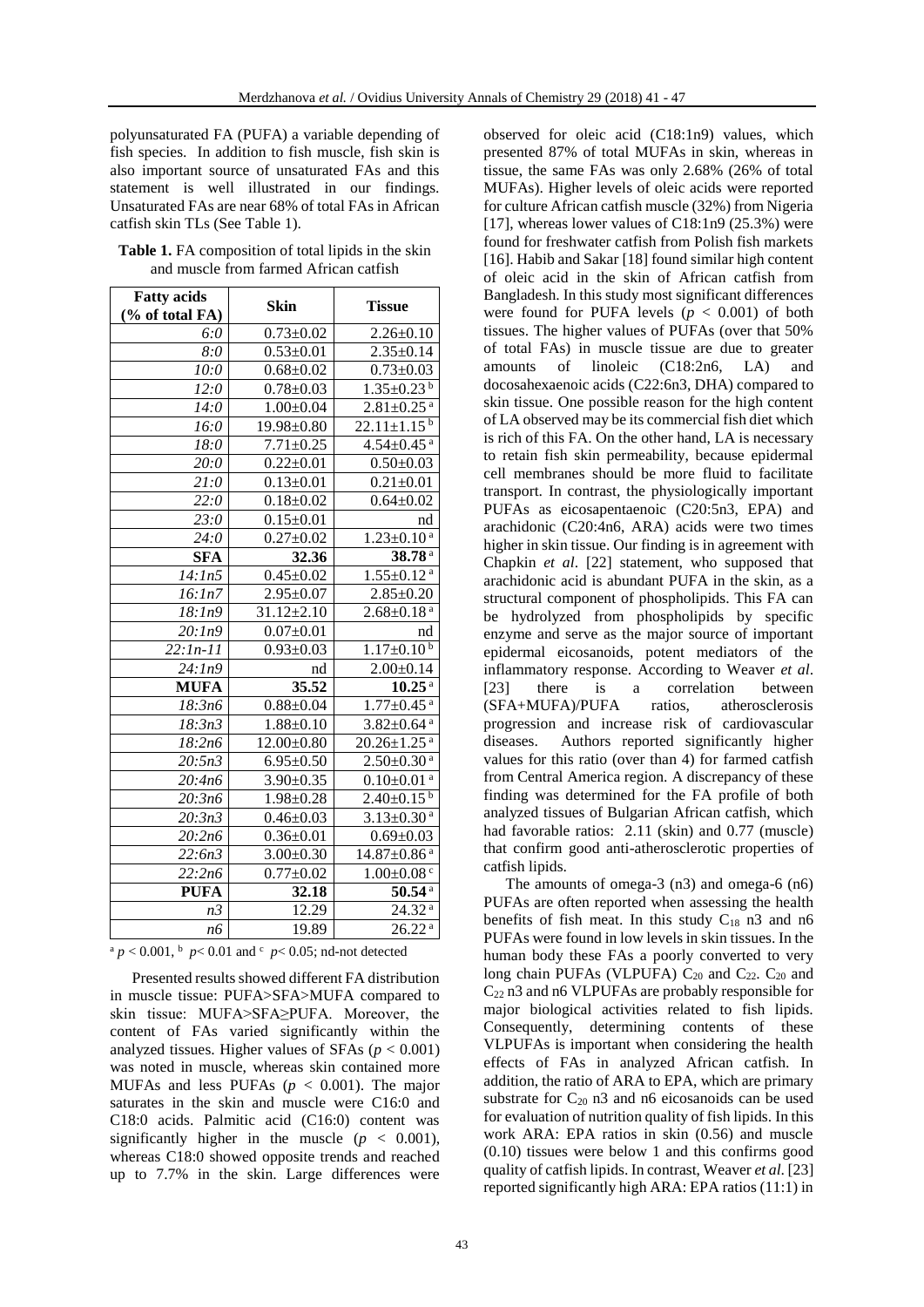polyunsaturated FA (PUFA) a variable depending of fish species. In addition to fish muscle, fish skin is also important source of unsaturated FAs and this statement is well illustrated in our findings. Unsaturated FAs are near 68% of total FAs in African catfish skin TLs (See Table 1).

**Table 1.** FA composition of total lipids in the skin and muscle from farmed African catfish

| Fatty acids (% of total FA) | Skin | Tissue |
|---|---|---|
| *6:0* | 0.73±0.02 | 2.26±0.10 |
| *8:0* | 0.53±0.01 | 2.35±0.14 |
| *10:0* | 0.68±0.02 | 0.73±0.03 |
| *12:0* | 0.78±0.03 | 1.35±0.23 [b] |
| *14:0* | 1.00±0.04 | 2.81±0.25 [a] |
| *16:0* | 19.98±0.80 | 22.11±1.15 [b] |
| *18:0* | 7.71±0.25 | 4.54±0.45 [a] |
| *20:0* | 0.22±0.01 | 0.50±0.03 |
| *21:0* | 0.13±0.01 | 0.21±0.01 |
| *22:0* | 0.18±0.02 | 0.64±0.02 |
| *23:0* | 0.15±0.01 | nd |
| *24:0* | 0.27±0.02 | 1.23±0.10 [a] |
| **SFA** | **32.36** | **38.78** [a] |
| *14:1n5* | 0.45±0.02 | 1.55±0.12 [a] |
| *16:1n7* | 2.95±0.07 | 2.85±0.20 |
| *18:1n9* | 31.12±2.10 | 2.68±0.18 [a] |
| *20:1n9* | 0.07±0.01 | nd |
| *22:1n-11* | 0.93±0.03 | 1.17±0.10 [b] |
| *24:1n9* | nd | 2.00±0.14 |
| **MUFA** | **35.52** | **10.25** [a] |
| *18:3n6* | 0.88±0.04 | 1.77±0.45 [a] |
| *18:3n3* | 1.88±0.10 | 3.82±0.64 [a] |
| *18:2n6* | 12.00±0.80 | 20.26±1.25 [a] |
| *20:5n3* | 6.95±0.50 | 2.50±0.30 [a] |
| *20:4n6* | 3.90±0.35 | 0.10±0.01 [a] |
| *20:3n6* | 1.98±0.28 | 2.40±0.15 [b] |
| *20:3n3* | 0.46±0.03 | 3.13±0.30 [a] |
| *20:2n6* | 0.36±0.01 | 0.69±0.03 |
| *22:6n3* | 3.00±0.30 | 14.87±0.86 [a] |
| *22:2n6* | 0.77±0.02 | 1.00±0.08 [c] |
| **PUFA** | **32.18** | **50.54** [a] |
| *n3* | 12.29 | 24.32 [a] |
| *n6* | 19.89 | 26.22 [a] |

[a] $p < 0.001$, [b] $p < 0.01$ and [c] $p < 0.05$; nd-not detected

Presented results showed different FA distribution in muscle tissue: PUFA>SFA>MUFA compared to skin tissue: MUFA>SFA≥PUFA. Moreover, the content of FAs varied significantly within the analyzed tissues. Higher values of SFAs ($p < 0.001$) was noted in muscle, whereas skin contained more MUFAs and less PUFAs ($p < 0.001$). The major saturates in the skin and muscle were C16:0 and C18:0 acids. Palmitic acid (C16:0) content was significantly higher in the muscle ($p < 0.001$), whereas C18:0 showed opposite trends and reached up to 7.7% in the skin. Large differences were observed for oleic acid (C18:1n9) values, which presented 87% of total MUFAs in skin, whereas in tissue, the same FAs was only 2.68% (26% of total MUFAs). Higher levels of oleic acids were reported for culture African catfish muscle (32%) from Nigeria [17], whereas lower values of C18:1n9 (25.3%) were found for freshwater catfish from Polish fish markets [16]. Habib and Sakar [18] found similar high content of oleic acid in the skin of African catfish from Bangladesh. In this study most significant differences were found for PUFA levels ($p < 0.001$) of both tissues. The higher values of PUFAs (over that 50% of total FAs) in muscle tissue are due to greater amounts of linoleic (C18:2n6, LA) and docosahexaenoic acids (C22:6n3, DHA) compared to skin tissue. One possible reason for the high content of LA observed may be its commercial fish diet which is rich of this FA. On the other hand, LA is necessary to retain fish skin permeability, because epidermal cell membranes should be more fluid to facilitate transport. In contrast, the physiologically important PUFAs as eicosapentaenoic (C20:5n3, EPA) and arachidonic (C20:4n6, ARA) acids were two times higher in skin tissue. Our finding is in agreement with Chapkin *et al*. [22] statement, who supposed that arachidonic acid is abundant PUFA in the skin, as a structural component of phospholipids. This FA can be hydrolyzed from phospholipids by specific enzyme and serve as the major source of important epidermal eicosanoids, potent mediators of the inflammatory response. According to Weaver *et al*. [23] there is a correlation between (SFA+MUFA)/PUFA ratios, atherosclerosis progression and increase risk of cardiovascular diseases. Authors reported significantly higher values for this ratio (over than 4) for farmed catfish from Central America region. A discrepancy of these finding was determined for the FA profile of both analyzed tissues of Bulgarian African catfish, which had favorable ratios: 2.11 (skin) and 0.77 (muscle) that confirm good anti-atherosclerotic properties of catfish lipids.

The amounts of omega-3 (n3) and omega-6 (n6) PUFAs are often reported when assessing the health benefits of fish meat. In this study $C_{18}$ n3 and n6 PUFAs were found in low levels in skin tissues. In the human body these FAs a poorly converted to very long chain PUFAs (VLPUFA) $C_{20}$ and $C_{22}$. $C_{20}$ and $C_{22}$ n3 and n6 VLPUFAs are probably responsible for major biological activities related to fish lipids. Consequently, determining contents of these VLPUFAs is important when considering the health effects of FAs in analyzed African catfish. In addition, the ratio of ARA to EPA, which are primary substrate for $C_{20}$ n3 and n6 eicosanoids can be used for evaluation of nutrition quality of fish lipids. In this work ARA: EPA ratios in skin (0.56) and muscle (0.10) tissues were below 1 and this confirms good quality of catfish lipids. In contrast, Weaver *et al*. [23] reported significantly high ARA: EPA ratios (11:1) in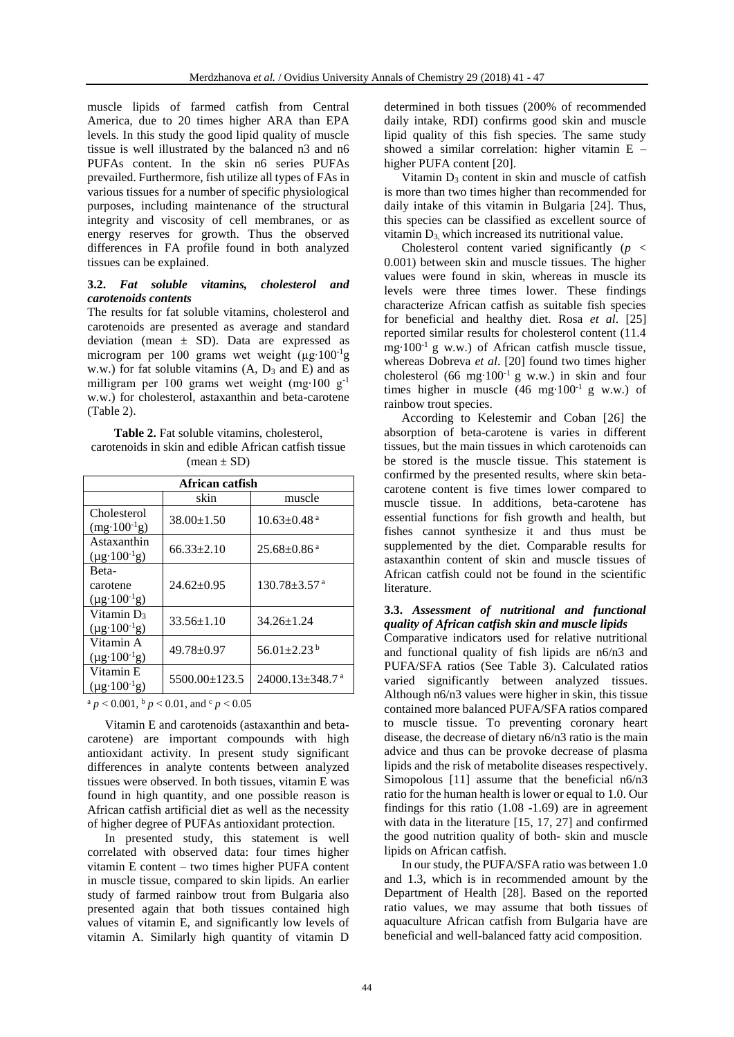muscle lipids of farmed catfish from Central America, due to 20 times higher ARA than EPA levels. In this study the good lipid quality of muscle tissue is well illustrated by the balanced n3 and n6 PUFAs content. In the skin n6 series PUFAs prevailed. Furthermore, fish utilize all types of FAs in various tissues for a number of specific physiological purposes, including maintenance of the structural integrity and viscosity of cell membranes, or as energy reserves for growth. Thus the observed differences in FA profile found in both analyzed tissues can be explained.

### 3.2. *Fat soluble vitamins, cholesterol and carotenoids contents*

The results for fat soluble vitamins, cholesterol and carotenoids are presented as average and standard deviation (mean ± SD). Data are expressed as microgram per 100 grams wet weight ($\mu g \cdot 100^{-1} g$ w.w.) for fat soluble vitamins (A, $D_3$ and E) and as milligram per 100 grams wet weight ($mg \cdot 100\ g^{-1}$ w.w.) for cholesterol, astaxanthin and beta-carotene (Table 2).

**Table 2.** Fat soluble vitamins, cholesterol, carotenoids in skin and edible African catfish tissue (mean ± SD)

| African catfish | | |
|---|---|---|
| | skin | muscle |
| Cholesterol ($mg \cdot 100^{-1} g$) | 38.00±1.50 | 10.63±0.48 [a] |
| Astaxanthin ($\mu g \cdot 100^{-1} g$) | 66.33±2.10 | 25.68±0.86 [a] |
| Beta-carotene ($\mu g \cdot 100^{-1} g$) | 24.62±0.95 | 130.78±3.57 [a] |
| Vitamin $D_3$ ($\mu g \cdot 100^{-1} g$) | 33.56±1.10 | 34.26±1.24 |
| Vitamin A ($\mu g \cdot 100^{-1} g$) | 49.78±0.97 | 56.01±2.23 [b] |
| Vitamin E ($\mu g \cdot 100^{-1} g$) | 5500.00±123.5 | 24000.13±348.7 [a] |

[a] $p < 0.001$, [b] $p < 0.01$, and [c] $p < 0.05$

Vitamin E and carotenoids (astaxanthin and beta-carotene) are important compounds with high antioxidant activity. In present study significant differences in analyte contents between analyzed tissues were observed. In both tissues, vitamin E was found in high quantity, and one possible reason is African catfish artificial diet as well as the necessity of higher degree of PUFAs antioxidant protection.

In presented study, this statement is well correlated with observed data: four times higher vitamin E content – two times higher PUFA content in muscle tissue, compared to skin lipids. An earlier study of farmed rainbow trout from Bulgaria also presented again that both tissues contained high values of vitamin E, and significantly low levels of vitamin A. Similarly high quantity of vitamin D determined in both tissues (200% of recommended daily intake, RDI) confirms good skin and muscle lipid quality of this fish species. The same study showed a similar correlation: higher vitamin E – higher PUFA content [20].

Vitamin $D_3$ content in skin and muscle of catfish is more than two times higher than recommended for daily intake of this vitamin in Bulgaria [24]. Thus, this species can be classified as excellent source of vitamin $D_3$, which increased its nutritional value.

Cholesterol content varied significantly ($p < 0.001$) between skin and muscle tissues. The higher values were found in skin, whereas in muscle its levels were three times lower. These findings characterize African catfish as suitable fish species for beneficial and healthy diet. Rosa *et al*. [25] reported similar results for cholesterol content (11.4 $mg \cdot 100^{-1}$ g w.w.) of African catfish muscle tissue, whereas Dobreva *et al*. [20] found two times higher cholesterol (66 $mg \cdot 100^{-1}$ g w.w.) in skin and four times higher in muscle (46 $mg \cdot 100^{-1}$ g w.w.) of rainbow trout species.

According to Kelestemir and Coban [26] the absorption of beta-carotene is varies in different tissues, but the main tissues in which carotenoids can be stored is the muscle tissue. This statement is confirmed by the presented results, where skin beta-carotene content is five times lower compared to muscle tissue. In additions, beta-carotene has essential functions for fish growth and health, but fishes cannot synthesize it and thus must be supplemented by the diet. Comparable results for astaxanthin content of skin and muscle tissues of African catfish could not be found in the scientific literature.

### 3.3. *Assessment of nutritional and functional quality of African catfish skin and muscle lipids*

Comparative indicators used for relative nutritional and functional quality of fish lipids are n6/n3 and PUFA/SFA ratios (See Table 3). Calculated ratios varied significantly between analyzed tissues. Although n6/n3 values were higher in skin, this tissue contained more balanced PUFA/SFA ratios compared to muscle tissue. To preventing coronary heart disease, the decrease of dietary n6/n3 ratio is the main advice and thus can be provoke decrease of plasma lipids and the risk of metabolite diseases respectively. Simopolous [11] assume that the beneficial n6/n3 ratio for the human health is lower or equal to 1.0. Our findings for this ratio (1.08 -1.69) are in agreement with data in the literature [15, 17, 27] and confirmed the good nutrition quality of both- skin and muscle lipids on African catfish.

In our study, the PUFA/SFA ratio was between 1.0 and 1.3, which is in recommended amount by the Department of Health [28]. Based on the reported ratio values, we may assume that both tissues of aquaculture African catfish from Bulgaria have are beneficial and well-balanced fatty acid composition.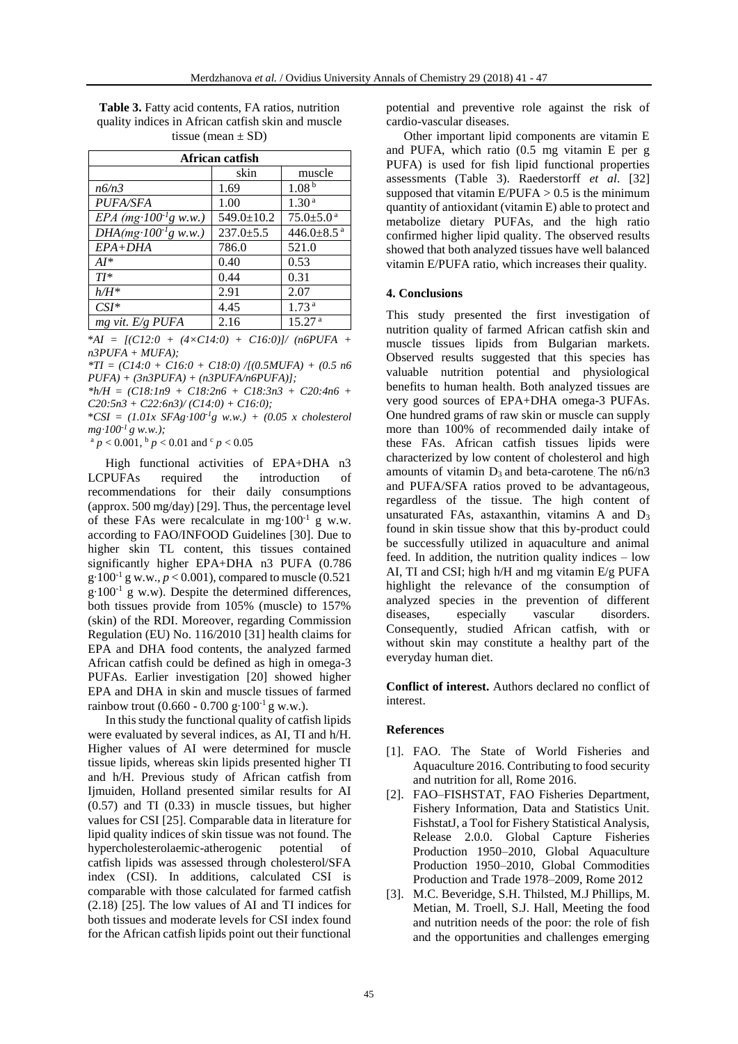**Table 3.** Fatty acid contents, FA ratios, nutrition quality indices in African catfish skin and muscle tissue (mean ± SD)

| African catfish | | |
|---|---|---|
| | skin | muscle |
| *n6/n3* | 1.69 | 1.08 [b] |
| *PUFA/SFA* | 1.00 | 1.30 [a] |
| *EPA* ($mg \cdot 100^{-1} g$ *w.w.)* | 549.0±10.2 | 75.0±5.0 [a] |
| *DHA*($mg \cdot 100^{-1} g$ *w.w.)* | 237.0±5.5 | 446.0±8.5 [a] |
| *EPA+DHA* | 786.0 | 521.0 |
| *AI** | 0.40 | 0.53 |
| *TI** | 0.44 | 0.31 |
| *h/H** | 2.91 | 2.07 |
| *CSI** | 4.45 | 1.73 [a] |
| *mg vit. E/g PUFA* | 2.16 | 15.27 [a] |

**AI = [(C12:0 + (4×C14:0) + C16:0)]/ (n6PUFA + n3PUFA + MUFA);*

**TI = (C14:0 + C16:0 + C18:0) /[(0.5MUFA) + (0.5 n6 PUFA) + (3n3PUFA) + (n3PUFA/n6PUFA)];*

**h/H = (C18:1n9 + C18:2n6 + C18:3n3 + C20:4n6 + C20:5n3 + C22:6n3)/ (C14:0) + C16:0);*

**CSI = (1.01x SFAg·*$100^{-1}$*g w.w.) + (0.05 x cholesterol mg·*$100^{-1}$ *g w.w.);*

[a] $p < 0.001$, [b] $p < 0.01$ and [c] $p < 0.05$

High functional activities of EPA+DHA n3 LCPUFAs required the introduction of recommendations for their daily consumptions (approx. 500 mg/day) [29]. Thus, the percentage level of these FAs were recalculate in mg·$100^{-1}$ g w.w. according to FAO/INFOOD Guidelines [30]. Due to higher skin TL content, this tissues contained significantly higher EPA+DHA n3 PUFA (0.786 g·$100^{-1}$ g w.w., $p < 0.001$), compared to muscle (0.521 g·$100^{-1}$ g w.w). Despite the determined differences, both tissues provide from 105% (muscle) to 157% (skin) of the RDI. Moreover, regarding Commission Regulation (EU) No. 116/2010 [31] health claims for EPA and DHA food contents, the analyzed farmed African catfish could be defined as high in omega-3 PUFAs. Earlier investigation [20] showed higher EPA and DHA in skin and muscle tissues of farmed rainbow trout (0.660 - 0.700 g·$100^{-1}$ g w.w.).

In this study the functional quality of catfish lipids were evaluated by several indices, as AI, TI and h/H. Higher values of AI were determined for muscle tissue lipids, whereas skin lipids presented higher TI and h/H. Previous study of African catfish from Ijmuiden, Holland presented similar results for AI (0.57) and TI (0.33) in muscle tissues, but higher values for CSI [25]. Comparable data in literature for lipid quality indices of skin tissue was not found. The hypercholesterolaemic-atherogenic potential of catfish lipids was assessed through cholesterol/SFA index (CSI). In additions, calculated CSI is comparable with those calculated for farmed catfish (2.18) [25]. The low values of AI and TI indices for both tissues and moderate levels for CSI index found for the African catfish lipids point out their functional potential and preventive role against the risk of cardio-vascular diseases.

Other important lipid components are vitamin E and PUFA, which ratio (0.5 mg vitamin E per g PUFA) is used for fish lipid functional properties assessments (Table 3). Raederstorff *et al*. [32] supposed that vitamin E/PUFA > 0.5 is the minimum quantity of antioxidant (vitamin E) able to protect and metabolize dietary PUFAs, and the high ratio confirmed higher lipid quality. The observed results showed that both analyzed tissues have well balanced vitamin E/PUFA ratio, which increases their quality.

## 4. Conclusions

This study presented the first investigation of nutrition quality of farmed African catfish skin and muscle tissues lipids from Bulgarian markets. Observed results suggested that this species has valuable nutrition potential and physiological benefits to human health. Both analyzed tissues are very good sources of EPA+DHA omega-3 PUFAs. One hundred grams of raw skin or muscle can supply more than 100% of recommended daily intake of these FAs. African catfish tissues lipids were characterized by low content of cholesterol and high amounts of vitamin $D_3$ and beta-carotene. The n6/n3 and PUFA/SFA ratios proved to be advantageous, regardless of the tissue. The high content of unsaturated FAs, astaxanthin, vitamins A and $D_3$ found in skin tissue show that this by-product could be successfully utilized in aquaculture and animal feed. In addition, the nutrition quality indices – low AI, TI and CSI; high h/H and mg vitamin E/g PUFA highlight the relevance of the consumption of analyzed species in the prevention of different diseases, especially vascular disorders. Consequently, studied African catfish, with or without skin may constitute a healthy part of the everyday human diet.

**Conflict of interest.** Authors declared no conflict of interest.

## References

[1]. FAO. The State of World Fisheries and Aquaculture 2016. Contributing to food security and nutrition for all, Rome 2016.

[2]. FAO–FISHSTAT, FAO Fisheries Department, Fishery Information, Data and Statistics Unit. FishstatJ, a Tool for Fishery Statistical Analysis, Release 2.0.0. Global Capture Fisheries Production 1950–2010, Global Aquaculture Production 1950–2010, Global Commodities Production and Trade 1978–2009, Rome 2012

[3]. M.C. Beveridge, S.H. Thilsted, M.J Phillips, M. Metian, M. Troell, S.J. Hall, Meeting the food and nutrition needs of the poor: the role of fish and the opportunities and challenges emerging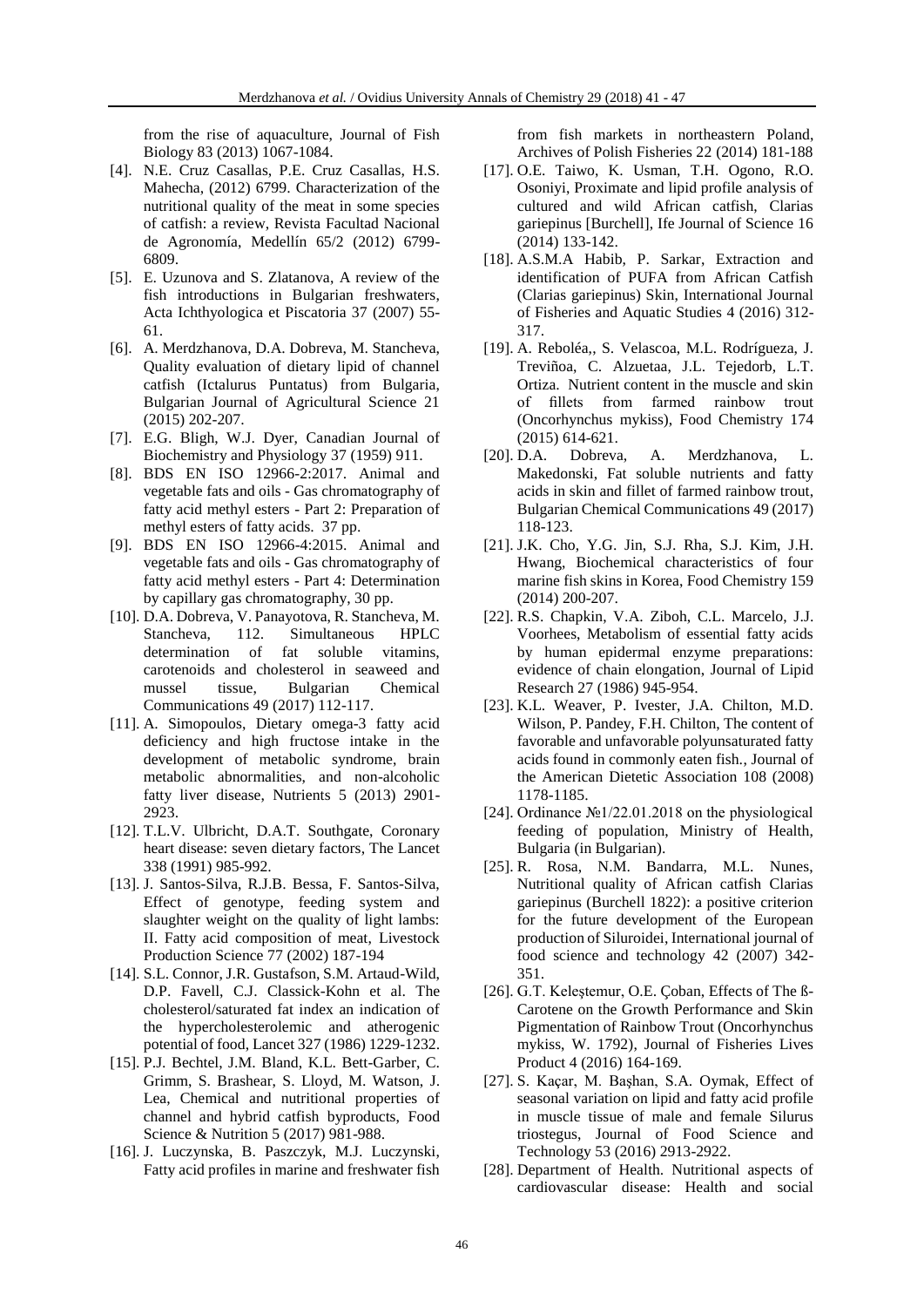from the rise of aquaculture, Journal of Fish Biology 83 (2013) 1067-1084.

[4]. N.E. Cruz Casallas, P.E. Cruz Casallas, H.S. Mahecha, (2012) 6799. Characterization of the nutritional quality of the meat in some species of catfish: a review, Revista Facultad Nacional de Agronomía, Medellín 65/2 (2012) 6799-6809.

[5]. E. Uzunova and S. Zlatanova, A review of the fish introductions in Bulgarian freshwaters, Acta Ichthyologica et Piscatoria 37 (2007) 55-61.

[6]. A. Merdzhanova, D.A. Dobreva, M. Stancheva, Quality evaluation of dietary lipid of channel catfish (Ictalurus Puntatus) from Bulgaria, Bulgarian Journal of Agricultural Science 21 (2015) 202-207.

[7]. E.G. Bligh, W.J. Dyer, Canadian Journal of Biochemistry and Physiology 37 (1959) 911.

[8]. BDS EN ISO 12966-2:2017. Animal and vegetable fats and oils - Gas chromatography of fatty acid methyl esters - Part 2: Preparation of methyl esters of fatty acids. 37 pp.

[9]. BDS EN ISO 12966-4:2015. Animal and vegetable fats and oils - Gas chromatography of fatty acid methyl esters - Part 4: Determination by capillary gas chromatography, 30 pp.

[10]. D.A. Dobreva, V. Panayotova, R. Stancheva, M. Stancheva, 112. Simultaneous HPLC determination of fat soluble vitamins, carotenoids and cholesterol in seaweed and mussel tissue, Bulgarian Chemical Communications 49 (2017) 112-117.

[11]. A. Simopoulos, Dietary omega-3 fatty acid deficiency and high fructose intake in the development of metabolic syndrome, brain metabolic abnormalities, and non-alcoholic fatty liver disease, Nutrients 5 (2013) 2901-2923.

[12]. T.L.V. Ulbricht, D.A.T. Southgate, Coronary heart disease: seven dietary factors, The Lancet 338 (1991) 985-992.

[13]. J. Santos-Silva, R.J.B. Bessa, F. Santos-Silva, Effect of genotype, feeding system and slaughter weight on the quality of light lambs: II. Fatty acid composition of meat, Livestock Production Science 77 (2002) 187-194

[14]. S.L. Connor, J.R. Gustafson, S.M. Artaud-Wild, D.P. Favell, C.J. Classick-Kohn et al. The cholesterol/saturated fat index an indication of the hypercholesterolemic and atherogenic potential of food, Lancet 327 (1986) 1229-1232.

[15]. P.J. Bechtel, J.M. Bland, K.L. Bett-Garber, C. Grimm, S. Brashear, S. Lloyd, M. Watson, J. Lea, Chemical and nutritional properties of channel and hybrid catfish byproducts, Food Science & Nutrition 5 (2017) 981-988.

[16]. J. Luczynska, B. Paszczyk, M.J. Luczynski, Fatty acid profiles in marine and freshwater fish from fish markets in northeastern Poland, Archives of Polish Fisheries 22 (2014) 181-188

[17]. O.E. Taiwo, K. Usman, T.H. Ogono, R.O. Osoniyi, Proximate and lipid profile analysis of cultured and wild African catfish, Clarias gariepinus [Burchell], Ife Journal of Science 16 (2014) 133-142.

[18]. A.S.M.A Habib, P. Sarkar, Extraction and identification of PUFA from African Catfish (Clarias gariepinus) Skin, International Journal of Fisheries and Aquatic Studies 4 (2016) 312-317.

[19]. A. Reboléa,, S. Velascoa, M.L. Rodrígueza, J. Treviñoa, C. Alzuetaa, J.L. Tejedorb, L.T. Ortiza. Nutrient content in the muscle and skin of fillets from farmed rainbow trout (Oncorhynchus mykiss), Food Chemistry 174 (2015) 614-621.

[20]. D.A. Dobreva, A. Merdzhanova, L. Makedonski, Fat soluble nutrients and fatty acids in skin and fillet of farmed rainbow trout, Bulgarian Chemical Communications 49 (2017) 118-123.

[21]. J.K. Cho, Y.G. Jin, S.J. Rha, S.J. Kim, J.H. Hwang, Biochemical characteristics of four marine fish skins in Korea, Food Chemistry 159 (2014) 200-207.

[22]. R.S. Chapkin, V.A. Ziboh, C.L. Marcelo, J.J. Voorhees, Metabolism of essential fatty acids by human epidermal enzyme preparations: evidence of chain elongation, Journal of Lipid Research 27 (1986) 945-954.

[23]. K.L. Weaver, P. Ivester, J.A. Chilton, M.D. Wilson, P. Pandey, F.H. Chilton, The content of favorable and unfavorable polyunsaturated fatty acids found in commonly eaten fish., Journal of the American Dietetic Association 108 (2008) 1178-1185.

[24]. Ordinance №1/22.01.2018 on the physiological feeding of population, Ministry of Health, Bulgaria (in Bulgarian).

[25]. R. Rosa, N.M. Bandarra, M.L. Nunes, Nutritional quality of African catfish Clarias gariepinus (Burchell 1822): a positive criterion for the future development of the European production of Siluroidei, International journal of food science and technology 42 (2007) 342-351.

[26]. G.T. Keleştemur, O.E. Çoban, Effects of The ß-Carotene on the Growth Performance and Skin Pigmentation of Rainbow Trout (Oncorhynchus mykiss, W. 1792), Journal of Fisheries Lives Product 4 (2016) 164-169.

[27]. S. Kaçar, M. Başhan, S.A. Oymak, Effect of seasonal variation on lipid and fatty acid profile in muscle tissue of male and female Silurus triostegus, Journal of Food Science and Technology 53 (2016) 2913-2922.

[28]. Department of Health. Nutritional aspects of cardiovascular disease: Health and social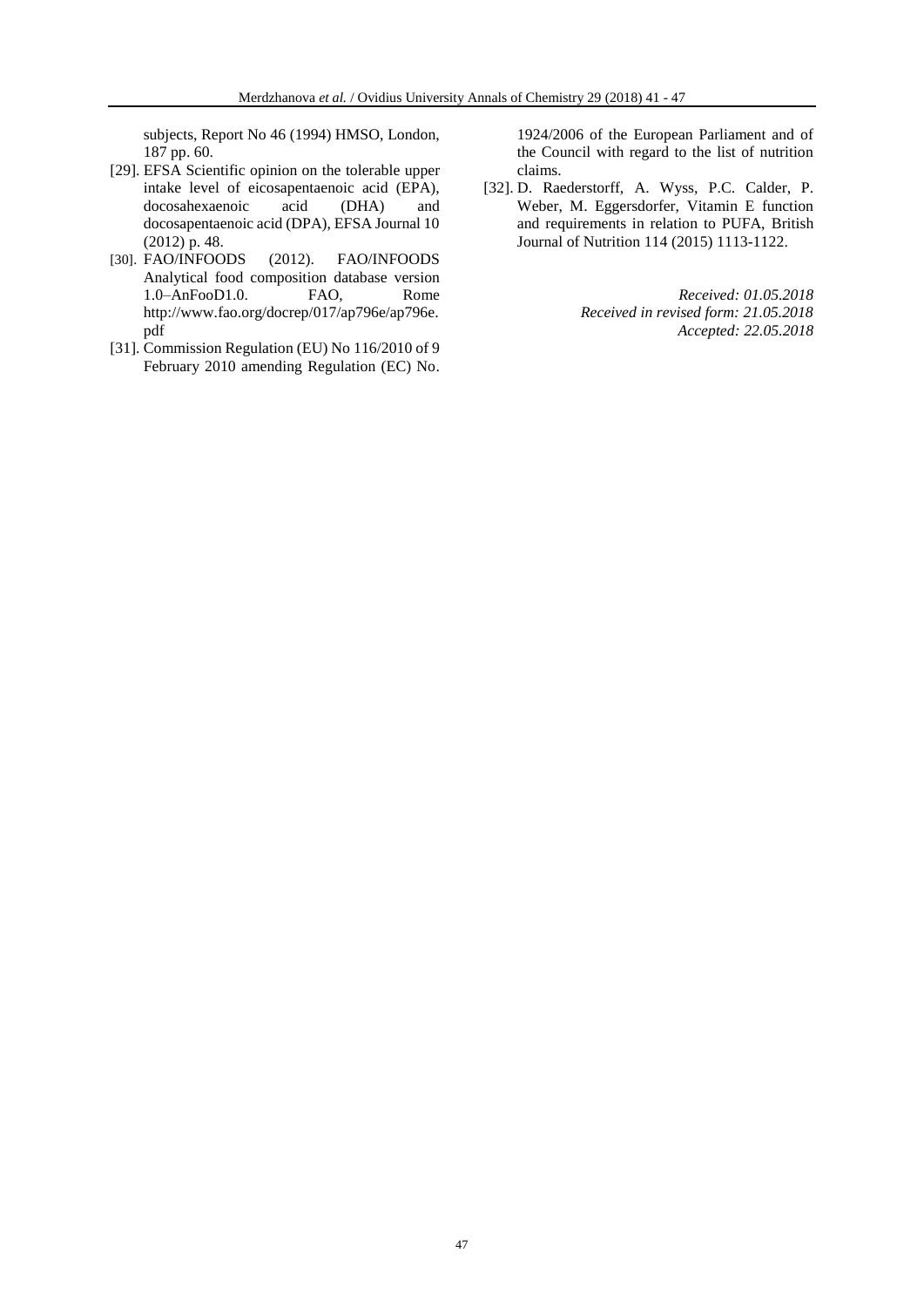subjects, Report No 46 (1994) HMSO, London, 187 pp. 60.

[29]. EFSA Scientific opinion on the tolerable upper intake level of eicosapentaenoic acid (EPA), docosahexaenoic acid (DHA) and docosapentaenoic acid (DPA), EFSA Journal 10 (2012) p. 48.

[30]. FAO/INFOODS (2012). FAO/INFOODS Analytical food composition database version 1.0–AnFooD1.0. FAO, Rome http://www.fao.org/docrep/017/ap796e/ap796e.pdf

[31]. Commission Regulation (EU) No 116/2010 of 9 February 2010 amending Regulation (EC) No. 1924/2006 of the European Parliament and of the Council with regard to the list of nutrition claims.

[32]. D. Raederstorff, A. Wyss, P.C. Calder, P. Weber, M. Eggersdorfer, Vitamin E function and requirements in relation to PUFA, British Journal of Nutrition 114 (2015) 1113-1122.

*Received: 01.05.2018*
*Received in revised form: 21.05.2018*
*Accepted: 22.05.2018*